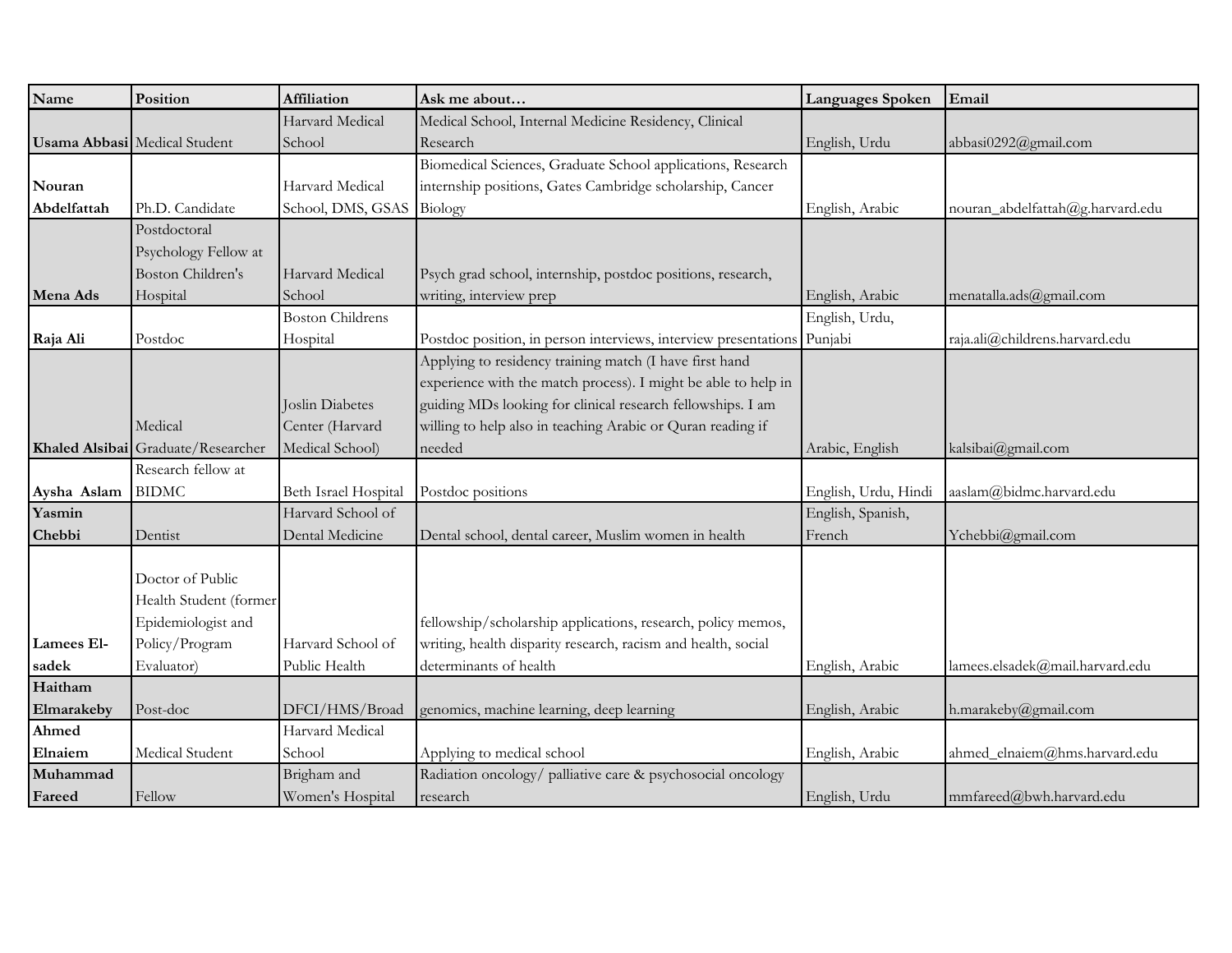| Name | Position | Affiliation | Ask me about… | Languages Spoken | Email |
|---|---|---|---|---|---|
| **Usama Abbasi** | Medical Student | Harvard Medical School | Medical School, Internal Medicine Residency, Clinical Research | English, Urdu | abbasi0292@gmail.com |
| **Nouran Abdelfattah** | Ph.D. Candidate | Harvard Medical School, DMS, GSAS | Biomedical Sciences, Graduate School applications, Research internship positions, Gates Cambridge scholarship, Cancer Biology | English, Arabic | nouran_abdelfattah@g.harvard.edu |
| **Mena Ads** | Postdoctoral Psychology Fellow at Boston Children's Hospital | Harvard Medical School | Psych grad school, internship, postdoc positions, research, writing, interview prep | English, Arabic | menatalla.ads@gmail.com |
| **Raja Ali** | Postdoc | Boston Childrens Hospital | Postdoc position, in person interviews, interview presentations | English, Urdu, Punjabi | raja.ali@childrens.harvard.edu |
| **Khaled Alsibai** | Medical Graduate/Researcher | Joslin Diabetes Center (Harvard Medical School) | Applying to residency training match (I have first hand experience with the match process). I might be able to help in guiding MDs looking for clinical research fellowships. I am willing to help also in teaching Arabic or Quran reading if needed | Arabic, English | kalsibai@gmail.com |
| **Aysha Aslam** | Research fellow at BIDMC | Beth Israel Hospital | Postdoc positions | English, Urdu, Hindi | aaslam@bidmc.harvard.edu |
| **Yasmin Chebbi** | Dentist | Harvard School of Dental Medicine | Dental school, dental career, Muslim women in health | English, Spanish, French | Ychebbi@gmail.com |
| **Lamees El-sadek** | Doctor of Public Health Student (former Epidemiologist and Policy/Program Evaluator) | Harvard School of Public Health | fellowship/scholarship applications, research, policy memos, writing, health disparity research, racism and health, social determinants of health | English, Arabic | lamees.elsadek@mail.harvard.edu |
| **Haitham Elmarakeby** | Post-doc | DFCI/HMS/Broad | genomics, machine learning, deep learning | English, Arabic | h.marakeby@gmail.com |
| **Ahmed Elnaiem** | Medical Student | Harvard Medical School | Applying to medical school | English, Arabic | ahmed_elnaiem@hms.harvard.edu |
| **Muhammad Fareed** | Fellow | Brigham and Women's Hospital | Radiation oncology/ palliative care & psychosocial oncology research | English, Urdu | mmfareed@bwh.harvard.edu |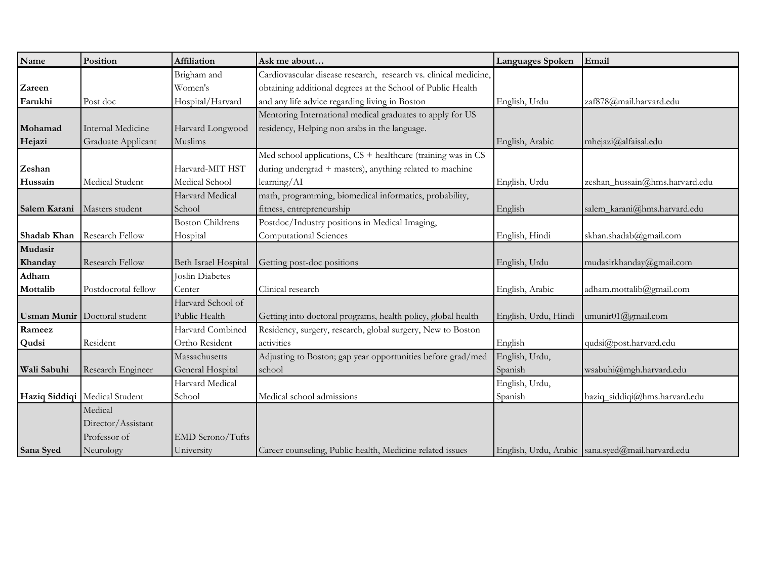| Name | Position | Affiliation | Ask me about… | Languages Spoken | Email |
| --- | --- | --- | --- | --- | --- |
| Zareen Farukhi | Post doc | Brigham and Women's Hospital/Harvard | Cardiovascular disease research, research vs. clinical medicine, obtaining additional degrees at the School of Public Health and any life advice regarding living in Boston | English, Urdu | zaf878@mail.harvard.edu |
| Mohamad Hejazi | Internal Medicine Graduate Applicant | Harvard Longwood Muslims | Mentoring International medical graduates to apply for US residency, Helping non arabs in the language. | English, Arabic | mhejazi@alfaisal.edu |
| Zeshan Hussain | Medical Student | Harvard-MIT HST Medical School | Med school applications, CS + healthcare (training was in CS during undergrad + masters), anything related to machine learning/AI | English, Urdu | zeshan_hussain@hms.harvard.edu |
| Salem Karani | Masters student | Harvard Medical School | math, programming, biomedical informatics, probability, fitness, entrepreneurship | English | salem_karani@hms.harvard.edu |
| Shadab Khan | Research Fellow | Boston Childrens Hospital | Postdoc/Industry positions in Medical Imaging, Computational Sciences | English, Hindi | skhan.shadab@gmail.com |
| Mudasir Khanday | Research Fellow | Beth Israel Hospital | Getting post-doc positions | English, Urdu | mudasirkhanday@gmail.com |
| Adham Mottalib | Postdocrotal fellow | Joslin Diabetes Center | Clinical research | English, Arabic | adham.mottalib@gmail.com |
| Usman Munir | Doctoral student | Harvard School of Public Health | Getting into doctoral programs, health policy, global health | English, Urdu, Hindi | umunir01@gmail.com |
| Rameez Qudsi | Resident | Harvard Combined Ortho Resident | Residency, surgery, research, global surgery, New to Boston activities | English | qudsi@post.harvard.edu |
| Wali Sabuhi | Research Engineer | Massachusetts General Hospital | Adjusting to Boston; gap year opportunities before grad/med school | English, Urdu, Spanish | wsabuhi@mgh.harvard.edu |
| Haziq Siddiqi | Medical Student | Harvard Medical School | Medical school admissions | English, Urdu, Spanish | haziq_siddiqi@hms.harvard.edu |
| Sana Syed | Medical Director/Assistant Professor of Neurology | EMD Serono/Tufts University | Career counseling, Public health, Medicine related issues | English, Urdu, Arabic | sana.syed@mail.harvard.edu |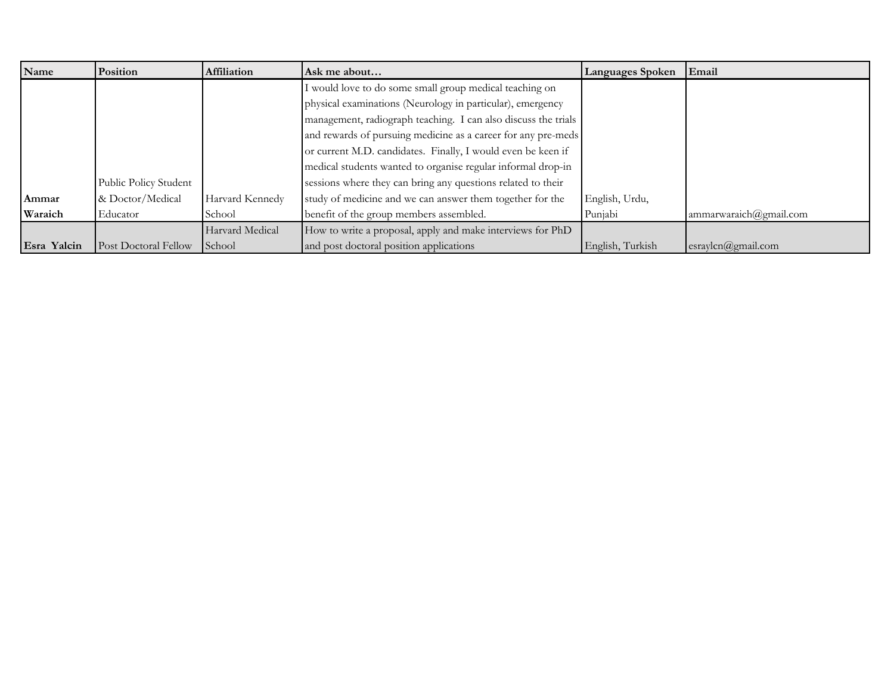| Name | Position | Affiliation | Ask me about… | Languages Spoken | Email |
|---|---|---|---|---|---|
| **Ammar Waraich** | Public Policy Student & Doctor/Medical Educator | Harvard Kennedy School | I would love to do some small group medical teaching on physical examinations (Neurology in particular), emergency management, radiograph teaching. I can also discuss the trials and rewards of pursuing medicine as a career for any pre-meds or current M.D. candidates. Finally, I would even be keen if medical students wanted to organise regular informal drop-in sessions where they can bring any questions related to their study of medicine and we can answer them together for the benefit of the group members assembled. | English, Urdu, Punjabi | ammarwaraich@gmail.com |
| **Esra Yalcin** | Post Doctoral Fellow | Harvard Medical School | How to write a proposal, apply and make interviews for PhD and post doctoral position applications | English, Turkish | esraylcn@gmail.com |